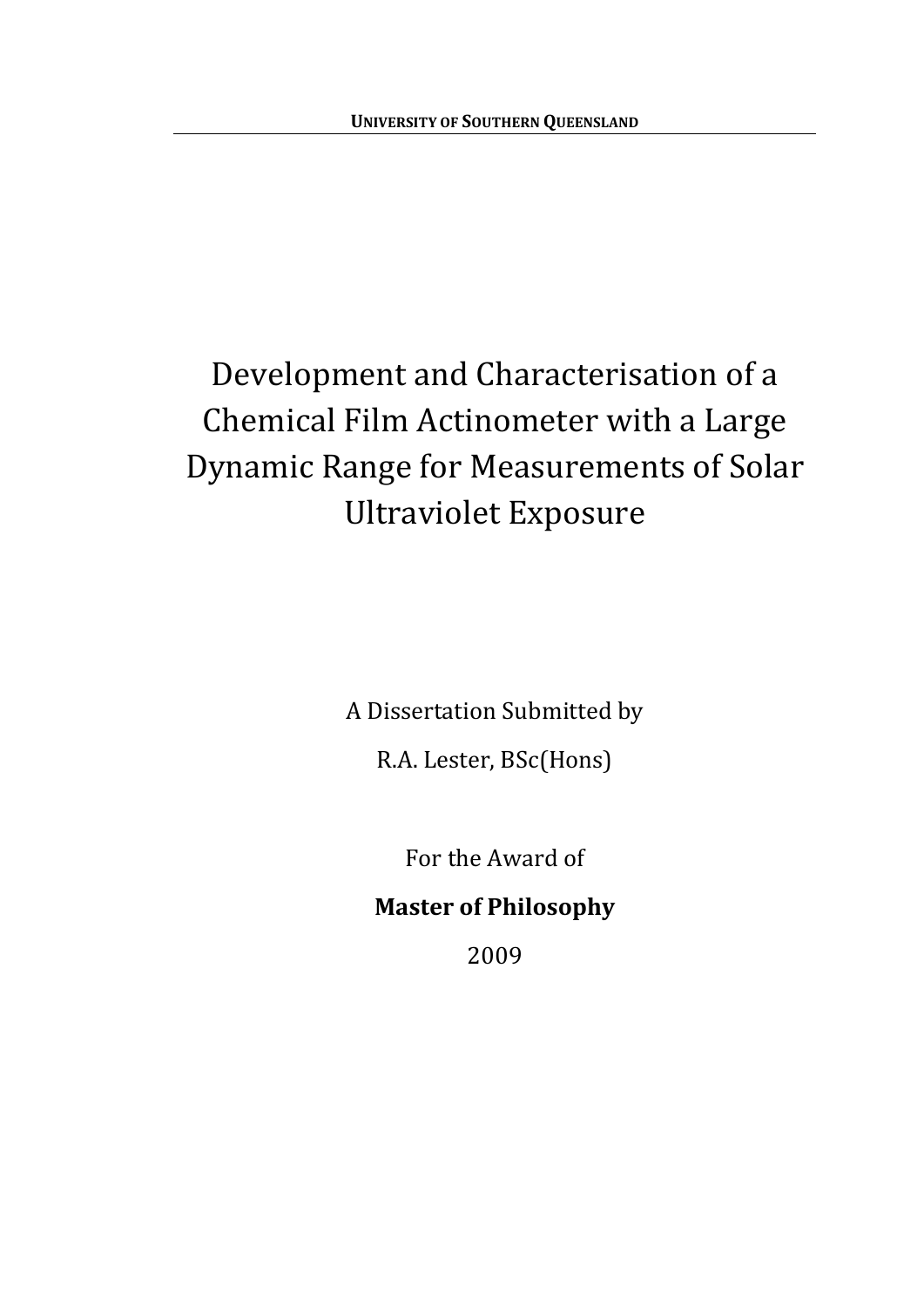**UNIVERSITY OF SOUTHERN QUEENSLAND**

# Development and Characterisation of a Chemical Film Actinometer with a Large Dynamic Range for Measurements of Solar Ultraviolet Exposure

A Dissertation Submitted by

R.A. Lester, BSc(Hons)

For the Award of

**Master of Philosophy**

2009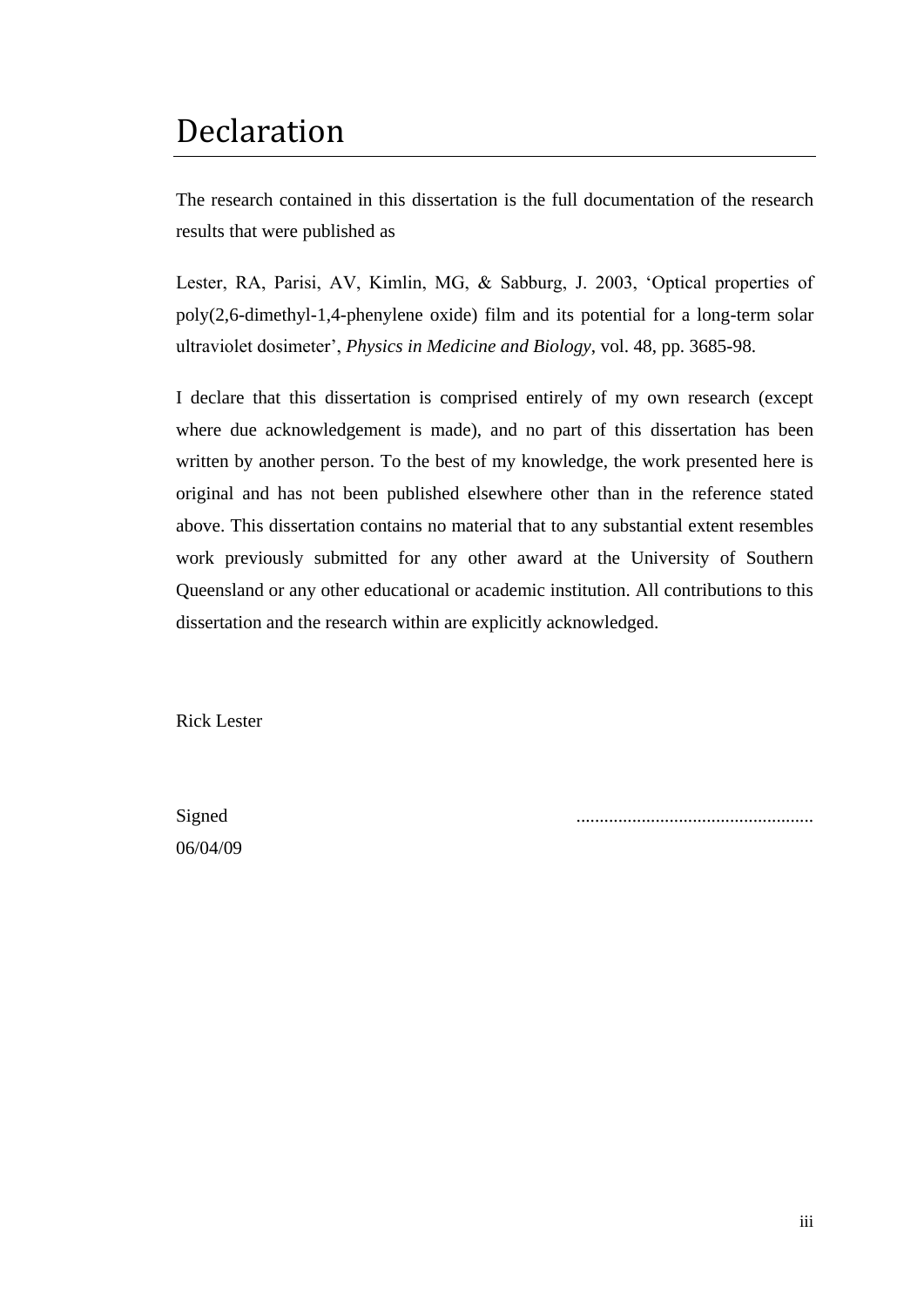# Declaration

The research contained in this dissertation is the full documentation of the research results that were published as

Lester, RA, Parisi, AV, Kimlin, MG, & Sabburg, J. 2003, 'Optical properties of poly(2,6-dimethyl-1,4-phenylene oxide) film and its potential for a long-term solar ultraviolet dosimeter', *Physics in Medicine and Biology*, vol. 48, pp. 3685-98.

I declare that this dissertation is comprised entirely of my own research (except where due acknowledgement is made), and no part of this dissertation has been written by another person. To the best of my knowledge, the work presented here is original and has not been published elsewhere other than in the reference stated above. This dissertation contains no material that to any substantial extent resembles work previously submitted for any other award at the University of Southern Queensland or any other educational or academic institution. All contributions to this dissertation and the research within are explicitly acknowledged.

Rick Lester

Signed ..................................................

06/04/09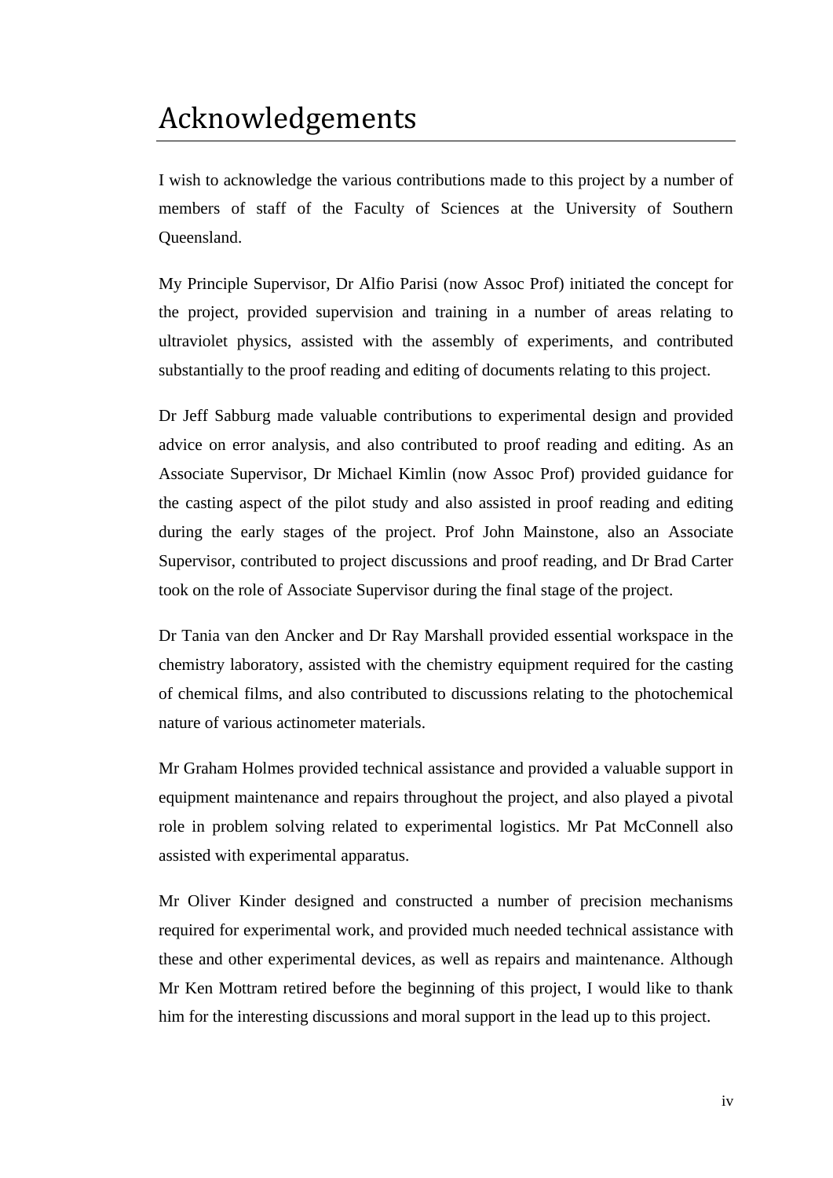# Acknowledgements

I wish to acknowledge the various contributions made to this project by a number of members of staff of the Faculty of Sciences at the University of Southern Queensland.

My Principle Supervisor, Dr Alfio Parisi (now Assoc Prof) initiated the concept for the project, provided supervision and training in a number of areas relating to ultraviolet physics, assisted with the assembly of experiments, and contributed substantially to the proof reading and editing of documents relating to this project.

Dr Jeff Sabburg made valuable contributions to experimental design and provided advice on error analysis, and also contributed to proof reading and editing. As an Associate Supervisor, Dr Michael Kimlin (now Assoc Prof) provided guidance for the casting aspect of the pilot study and also assisted in proof reading and editing during the early stages of the project. Prof John Mainstone, also an Associate Supervisor, contributed to project discussions and proof reading, and Dr Brad Carter took on the role of Associate Supervisor during the final stage of the project.

Dr Tania van den Ancker and Dr Ray Marshall provided essential workspace in the chemistry laboratory, assisted with the chemistry equipment required for the casting of chemical films, and also contributed to discussions relating to the photochemical nature of various actinometer materials.

Mr Graham Holmes provided technical assistance and provided a valuable support in equipment maintenance and repairs throughout the project, and also played a pivotal role in problem solving related to experimental logistics. Mr Pat McConnell also assisted with experimental apparatus.

Mr Oliver Kinder designed and constructed a number of precision mechanisms required for experimental work, and provided much needed technical assistance with these and other experimental devices, as well as repairs and maintenance. Although Mr Ken Mottram retired before the beginning of this project, I would like to thank him for the interesting discussions and moral support in the lead up to this project.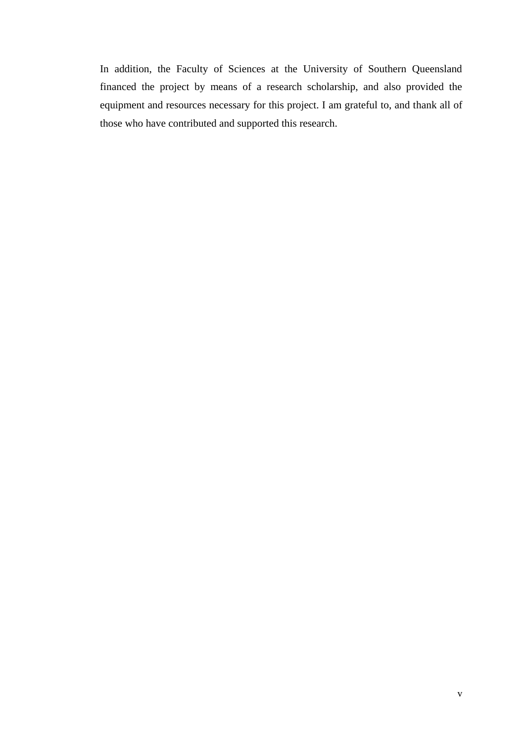In addition, the Faculty of Sciences at the University of Southern Queensland financed the project by means of a research scholarship, and also provided the equipment and resources necessary for this project. I am grateful to, and thank all of those who have contributed and supported this research.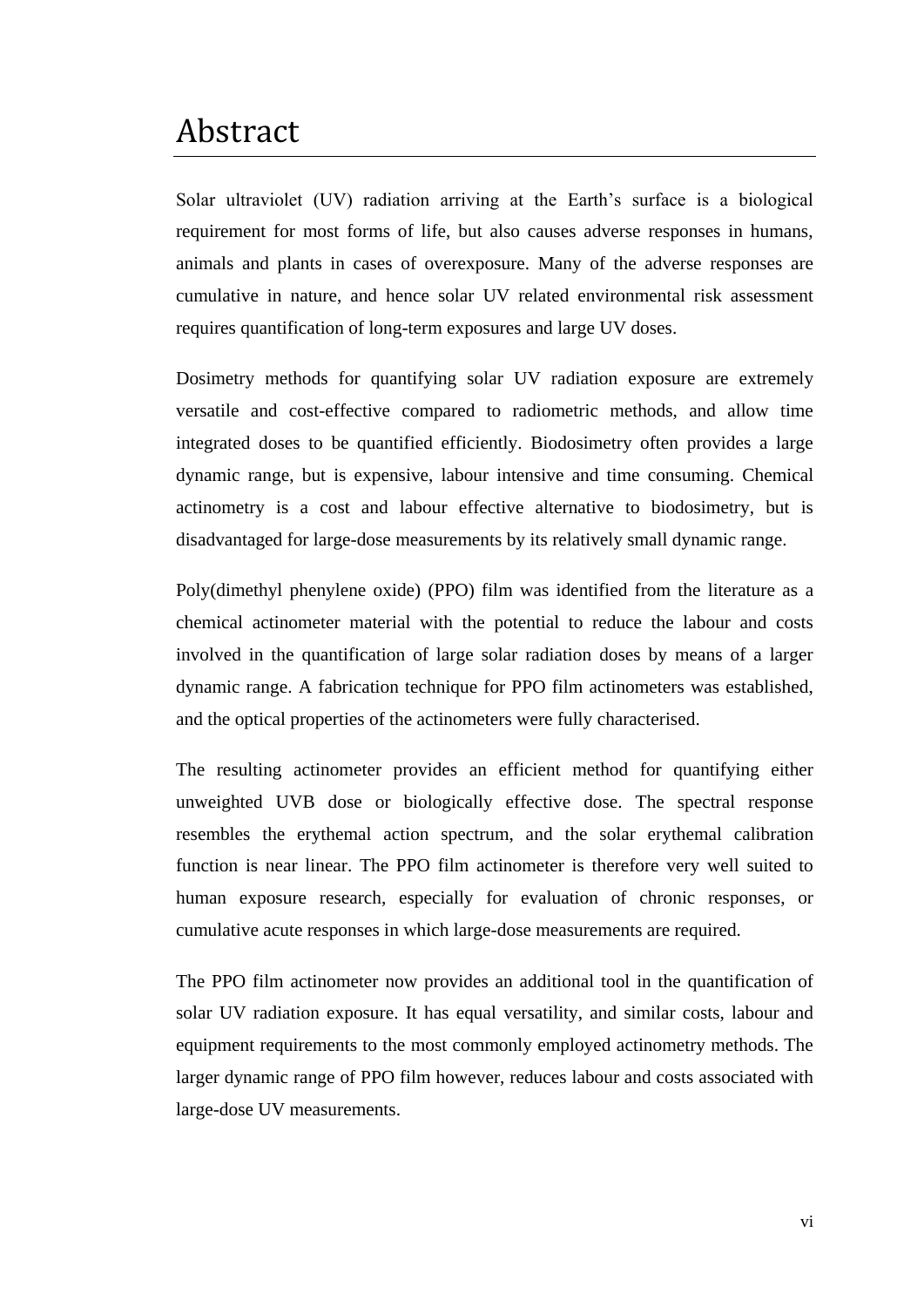# Abstract

Solar ultraviolet (UV) radiation arriving at the Earth's surface is a biological requirement for most forms of life, but also causes adverse responses in humans, animals and plants in cases of overexposure. Many of the adverse responses are cumulative in nature, and hence solar UV related environmental risk assessment requires quantification of long-term exposures and large UV doses.

Dosimetry methods for quantifying solar UV radiation exposure are extremely versatile and cost-effective compared to radiometric methods, and allow time integrated doses to be quantified efficiently. Biodosimetry often provides a large dynamic range, but is expensive, labour intensive and time consuming. Chemical actinometry is a cost and labour effective alternative to biodosimetry, but is disadvantaged for large-dose measurements by its relatively small dynamic range.

Poly(dimethyl phenylene oxide) (PPO) film was identified from the literature as a chemical actinometer material with the potential to reduce the labour and costs involved in the quantification of large solar radiation doses by means of a larger dynamic range. A fabrication technique for PPO film actinometers was established, and the optical properties of the actinometers were fully characterised.

The resulting actinometer provides an efficient method for quantifying either unweighted UVB dose or biologically effective dose. The spectral response resembles the erythemal action spectrum, and the solar erythemal calibration function is near linear. The PPO film actinometer is therefore very well suited to human exposure research, especially for evaluation of chronic responses, or cumulative acute responses in which large-dose measurements are required.

The PPO film actinometer now provides an additional tool in the quantification of solar UV radiation exposure. It has equal versatility, and similar costs, labour and equipment requirements to the most commonly employed actinometry methods. The larger dynamic range of PPO film however, reduces labour and costs associated with large-dose UV measurements.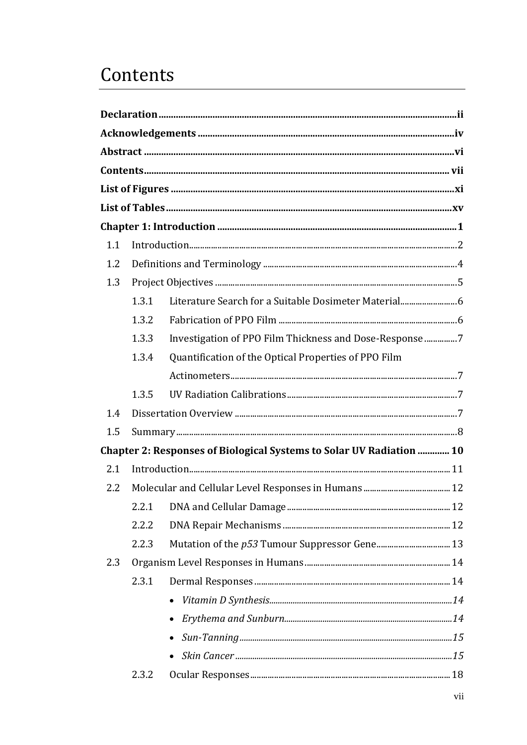# Contents

**Declaration** .......... ii

**Acknowledgements** .......... iv

**Abstract** .......... vi

**Contents** .......... vii

**List of Figures** .......... xi

**List of Tables** .......... xv

**Chapter 1: Introduction** .......... 1

- 1.1 Introduction .......... 2
- 1.2 Definitions and Terminology .......... 4
- 1.3 Project Objectives .......... 5
  - 1.3.1 Literature Search for a Suitable Dosimeter Material .......... 6
  - 1.3.2 Fabrication of PPO Film .......... 6
  - 1.3.3 Investigation of PPO Film Thickness and Dose-Response .......... 7
  - 1.3.4 Quantification of the Optical Properties of PPO Film Actinometers .......... 7
  - 1.3.5 UV Radiation Calibrations .......... 7
- 1.4 Dissertation Overview .......... 7
- 1.5 Summary .......... 8

**Chapter 2: Responses of Biological Systems to Solar UV Radiation** .......... 10

- 2.1 Introduction .......... 11
- 2.2 Molecular and Cellular Level Responses in Humans .......... 12
  - 2.2.1 DNA and Cellular Damage .......... 12
  - 2.2.2 DNA Repair Mechanisms .......... 12
  - 2.2.3 Mutation of the *p53* Tumour Suppressor Gene .......... 13
- 2.3 Organism Level Responses in Humans .......... 14
  - 2.3.1 Dermal Responses .......... 14
    - *Vitamin D Synthesis* .......... *14*
    - *Erythema and Sunburn* .......... *14*
    - *Sun-Tanning* .......... *15*
    - *Skin Cancer* .......... *15*
  - 2.3.2 Ocular Responses .......... 18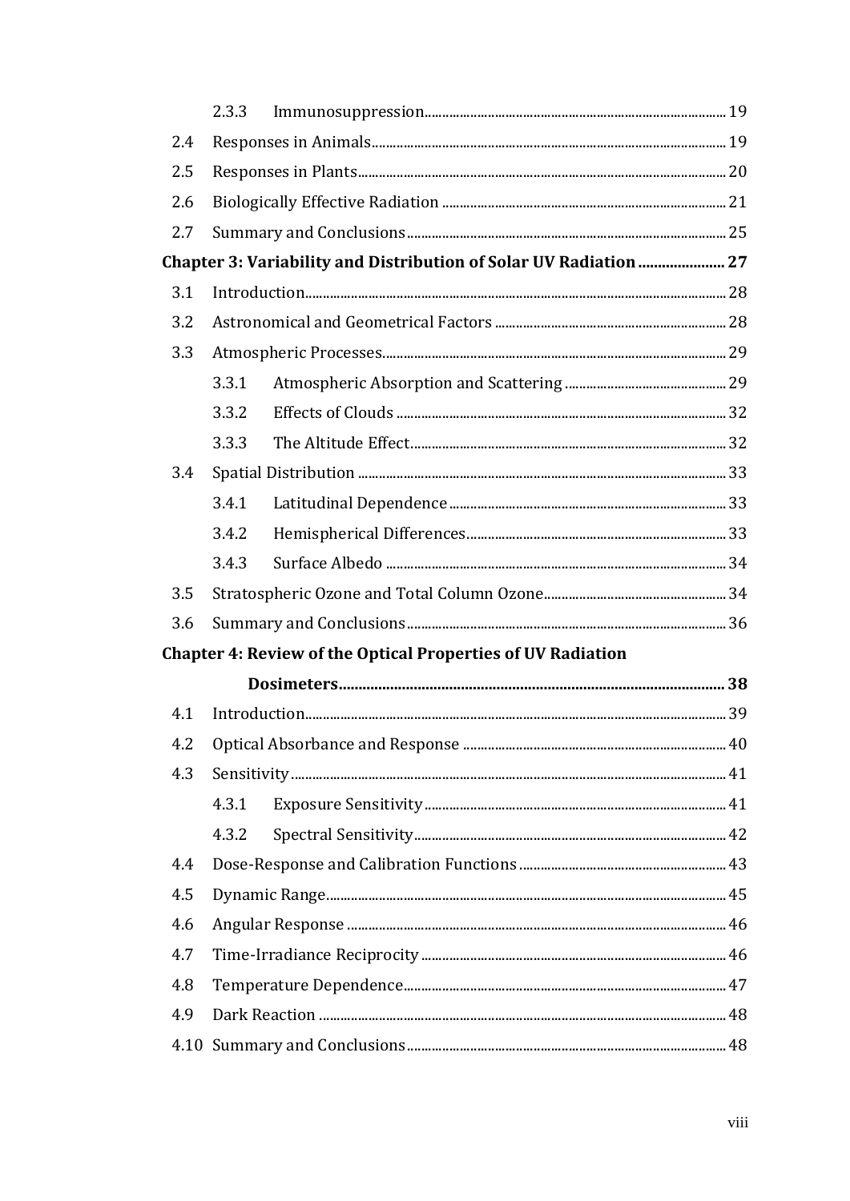- 2.3.3 Immunosuppression ... 19
- 2.4 Responses in Animals ... 19
- 2.5 Responses in Plants ... 20
- 2.6 Biologically Effective Radiation ... 21
- 2.7 Summary and Conclusions ... 25

**Chapter 3: Variability and Distribution of Solar UV Radiation ... 27**

- 3.1 Introduction ... 28
- 3.2 Astronomical and Geometrical Factors ... 28
- 3.3 Atmospheric Processes ... 29
  - 3.3.1 Atmospheric Absorption and Scattering ... 29
  - 3.3.2 Effects of Clouds ... 32
  - 3.3.3 The Altitude Effect ... 32
- 3.4 Spatial Distribution ... 33
  - 3.4.1 Latitudinal Dependence ... 33
  - 3.4.2 Hemispherical Differences ... 33
  - 3.4.3 Surface Albedo ... 34
- 3.5 Stratospheric Ozone and Total Column Ozone ... 34
- 3.6 Summary and Conclusions ... 36

**Chapter 4: Review of the Optical Properties of UV Radiation Dosimeters ... 38**

- 4.1 Introduction ... 39
- 4.2 Optical Absorbance and Response ... 40
- 4.3 Sensitivity ... 41
  - 4.3.1 Exposure Sensitivity ... 41
  - 4.3.2 Spectral Sensitivity ... 42
- 4.4 Dose-Response and Calibration Functions ... 43
- 4.5 Dynamic Range ... 45
- 4.6 Angular Response ... 46
- 4.7 Time-Irradiance Reciprocity ... 46
- 4.8 Temperature Dependence ... 47
- 4.9 Dark Reaction ... 48
- 4.10 Summary and Conclusions ... 48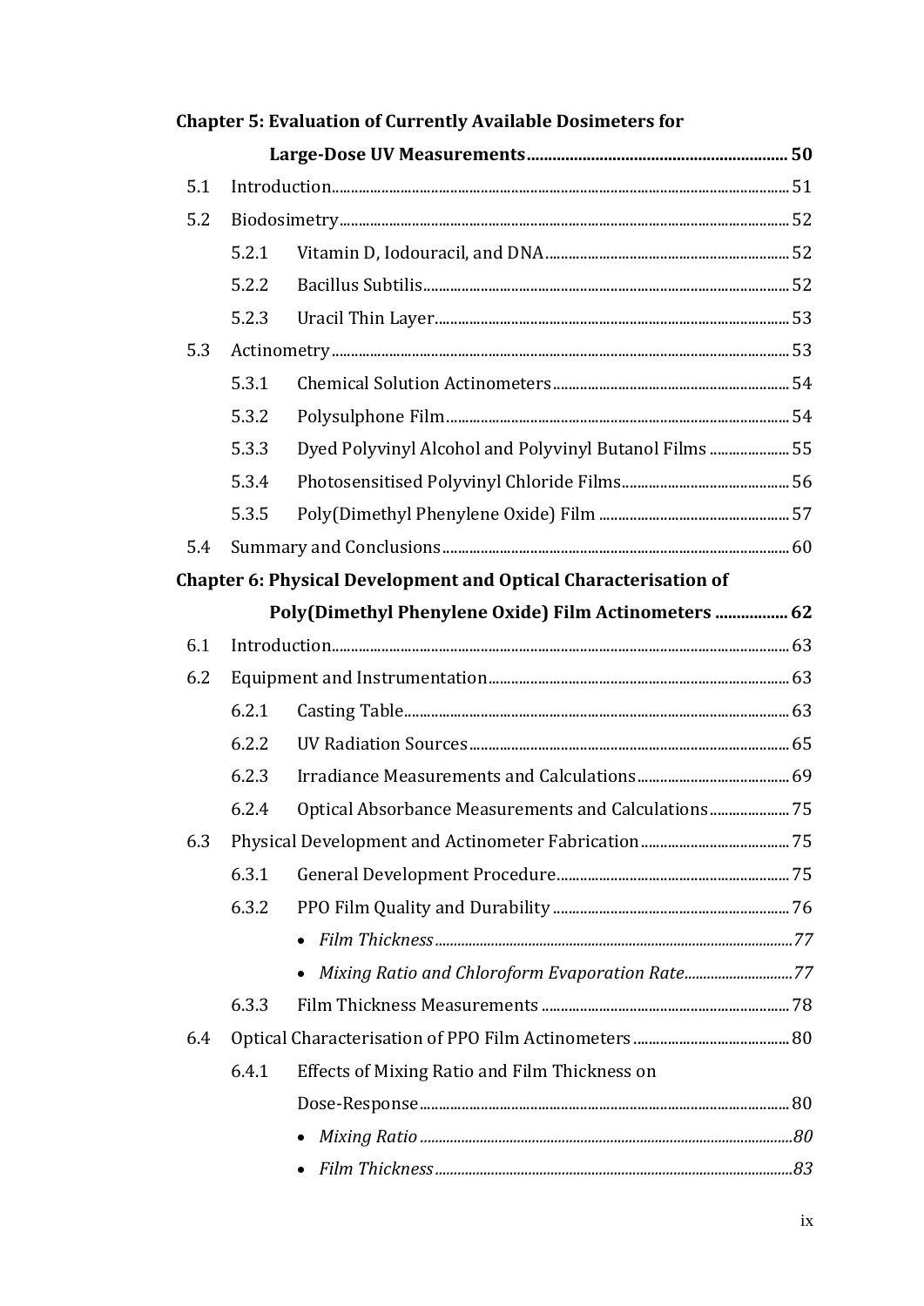**Chapter 5: Evaluation of Currently Available Dosimeters for Large-Dose UV Measurements ............ 50**

- 5.1 Introduction ............ 51
- 5.2 Biodosimetry ............ 52
  - 5.2.1 Vitamin D, Iodouracil, and DNA ............ 52
  - 5.2.2 Bacillus Subtilis ............ 52
  - 5.2.3 Uracil Thin Layer ............ 53
- 5.3 Actinometry ............ 53
  - 5.3.1 Chemical Solution Actinometers ............ 54
  - 5.3.2 Polysulphone Film ............ 54
  - 5.3.3 Dyed Polyvinyl Alcohol and Polyvinyl Butanol Films ............ 55
  - 5.3.4 Photosensitised Polyvinyl Chloride Films ............ 56
  - 5.3.5 Poly(Dimethyl Phenylene Oxide) Film ............ 57
- 5.4 Summary and Conclusions ............ 60

**Chapter 6: Physical Development and Optical Characterisation of Poly(Dimethyl Phenylene Oxide) Film Actinometers ............ 62**

- 6.1 Introduction ............ 63
- 6.2 Equipment and Instrumentation ............ 63
  - 6.2.1 Casting Table ............ 63
  - 6.2.2 UV Radiation Sources ............ 65
  - 6.2.3 Irradiance Measurements and Calculations ............ 69
  - 6.2.4 Optical Absorbance Measurements and Calculations ............ 75
- 6.3 Physical Development and Actinometer Fabrication ............ 75
  - 6.3.1 General Development Procedure ............ 75
  - 6.3.2 PPO Film Quality and Durability ............ 76
    - *Film Thickness ............ 77*
    - *Mixing Ratio and Chloroform Evaporation Rate ............ 77*
  - 6.3.3 Film Thickness Measurements ............ 78
- 6.4 Optical Characterisation of PPO Film Actinometers ............ 80
  - 6.4.1 Effects of Mixing Ratio and Film Thickness on Dose-Response ............ 80
    - *Mixing Ratio ............ 80*
    - *Film Thickness ............ 83*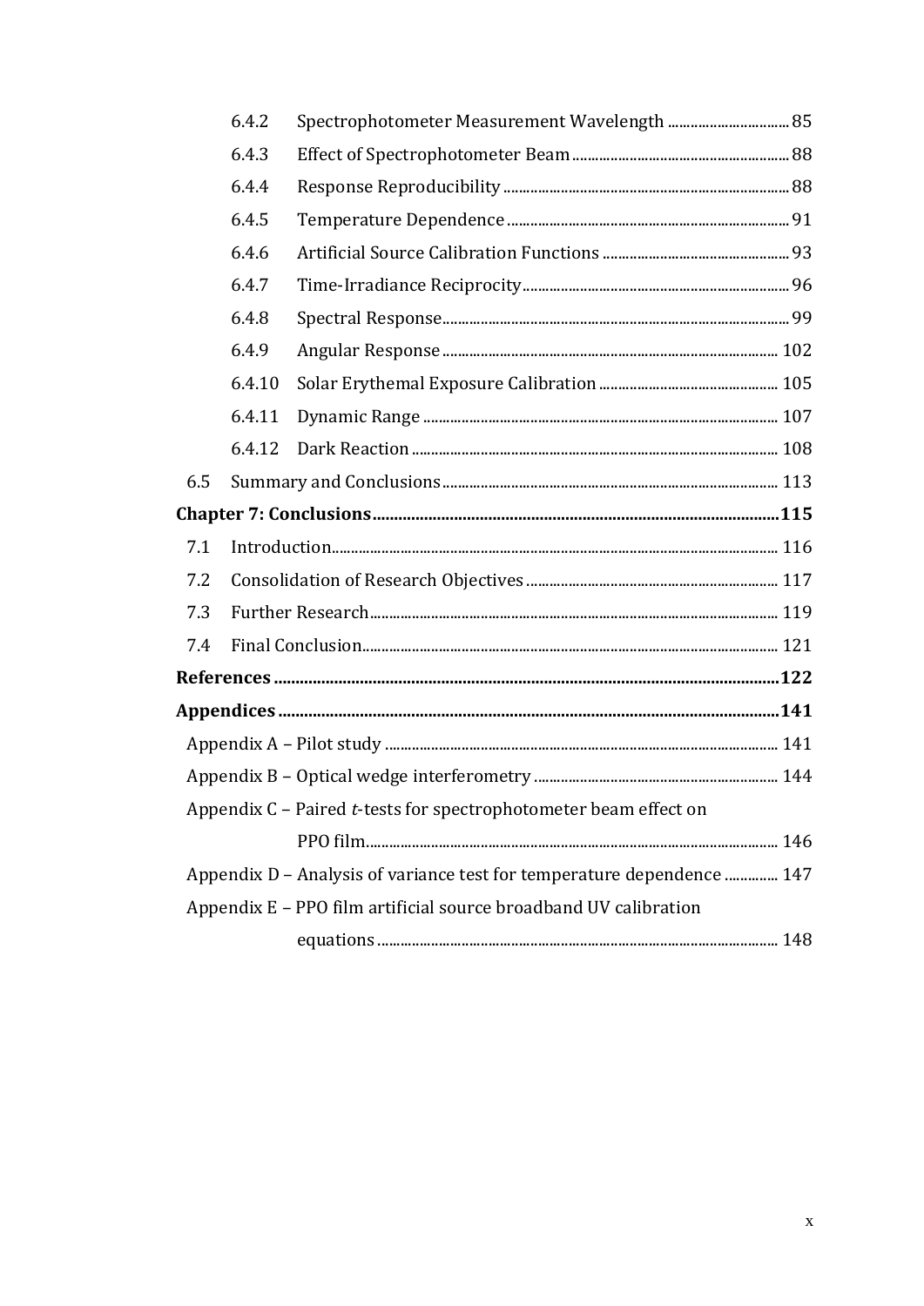| | | |
|---|---|---|
| 6.4.2 | Spectrophotometer Measurement Wavelength | 85 |
| 6.4.3 | Effect of Spectrophotometer Beam | 88 |
| 6.4.4 | Response Reproducibility | 88 |
| 6.4.5 | Temperature Dependence | 91 |
| 6.4.6 | Artificial Source Calibration Functions | 93 |
| 6.4.7 | Time-Irradiance Reciprocity | 96 |
| 6.4.8 | Spectral Response | 99 |
| 6.4.9 | Angular Response | 102 |
| 6.4.10 | Solar Erythemal Exposure Calibration | 105 |
| 6.4.11 | Dynamic Range | 107 |
| 6.4.12 | Dark Reaction | 108 |
| 6.5 | Summary and Conclusions | 113 |
| **Chapter 7: Conclusions** | | **115** |
| 7.1 | Introduction | 116 |
| 7.2 | Consolidation of Research Objectives | 117 |
| 7.3 | Further Research | 119 |
| 7.4 | Final Conclusion | 121 |
| **References** | | **122** |
| **Appendices** | | **141** |
| Appendix A – Pilot study | | 141 |
| Appendix B – Optical wedge interferometry | | 144 |
| Appendix C – Paired *t*-tests for spectrophotometer beam effect on PPO film | | 146 |
| Appendix D – Analysis of variance test for temperature dependence | | 147 |
| Appendix E – PPO film artificial source broadband UV calibration equations | | 148 |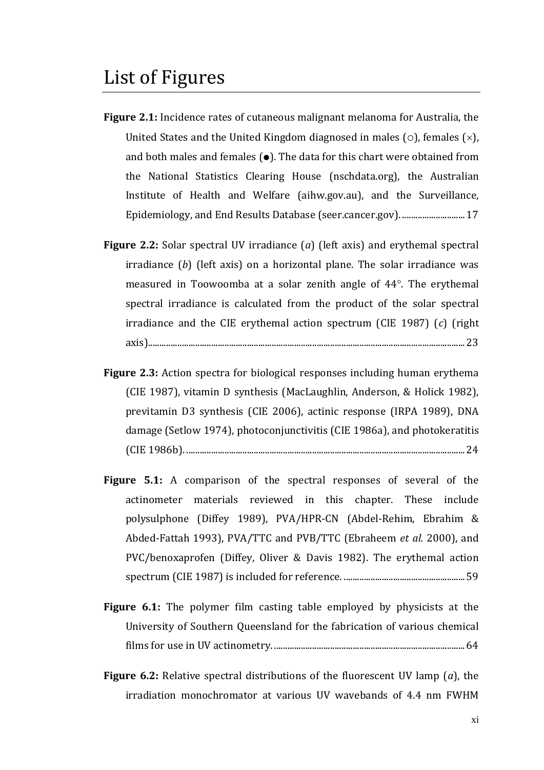# List of Figures

**Figure 2.1:** Incidence rates of cutaneous malignant melanoma for Australia, the United States and the United Kingdom diagnosed in males (○), females (×), and both males and females (●). The data for this chart were obtained from the National Statistics Clearing House (nschdata.org), the Australian Institute of Health and Welfare (aihw.gov.au), and the Surveillance, Epidemiology, and End Results Database (seer.cancer.gov). ............................ 17

**Figure 2.2:** Solar spectral UV irradiance (*a*) (left axis) and erythemal spectral irradiance (*b*) (left axis) on a horizontal plane. The solar irradiance was measured in Toowoomba at a solar zenith angle of 44°. The erythemal spectral irradiance is calculated from the product of the solar spectral irradiance and the CIE erythemal action spectrum (CIE 1987) (*c*) (right axis)........................................................................................................................................ 23

**Figure 2.3:** Action spectra for biological responses including human erythema (CIE 1987), vitamin D synthesis (MacLaughlin, Anderson, & Holick 1982), previtamin D3 synthesis (CIE 2006), actinic response (IRPA 1989), DNA damage (Setlow 1974), photoconjunctivitis (CIE 1986a), and photokeratitis (CIE 1986b). ........................................................................................................................ 24

**Figure 5.1:** A comparison of the spectral responses of several of the actinometer materials reviewed in this chapter. These include polysulphone (Diffey 1989), PVA/HPR-CN (Abdel-Rehim, Ebrahim & Abded-Fattah 1993), PVA/TTC and PVB/TTC (Ebraheem *et al.* 2000), and PVC/benoxaprofen (Diffey, Oliver & Davis 1982). The erythemal action spectrum (CIE 1987) is included for reference. ...................................................... 59

**Figure 6.1:** The polymer film casting table employed by physicists at the University of Southern Queensland for the fabrication of various chemical films for use in UV actinometry. ..................................................................................... 64

**Figure 6.2:** Relative spectral distributions of the fluorescent UV lamp (*a*), the irradiation monochromator at various UV wavebands of 4.4 nm FWHM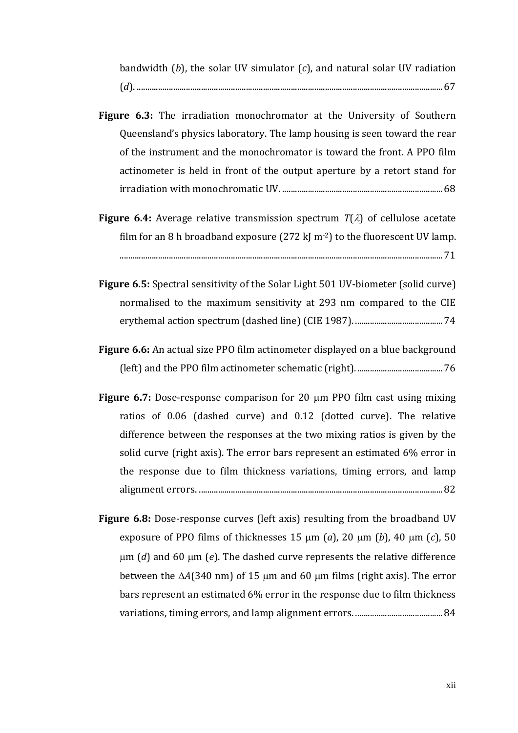bandwidth (*b*), the solar UV simulator (*c*), and natural solar UV radiation (*d*). ........................................................................................................................................ 67

**Figure 6.3:** The irradiation monochromator at the University of Southern Queensland's physics laboratory. The lamp housing is seen toward the rear of the instrument and the monochromator is toward the front. A PPO film actinometer is held in front of the output aperture by a retort stand for irradiation with monochromatic UV. ........................................................................ 68

**Figure 6.4:** Average relative transmission spectrum $T(\lambda)$ of cellulose acetate film for an 8 h broadband exposure (272 kJ $m^{-2}$) to the fluorescent UV lamp. ........................................................................................................................................ 71

**Figure 6.5:** Spectral sensitivity of the Solar Light 501 UV-biometer (solid curve) normalised to the maximum sensitivity at 293 nm compared to the CIE erythemal action spectrum (dashed line) (CIE 1987). ........................................ 74

**Figure 6.6:** An actual size PPO film actinometer displayed on a blue background (left) and the PPO film actinometer schematic (right). ....................................... 76

**Figure 6.7:** Dose-response comparison for 20 μm PPO film cast using mixing ratios of 0.06 (dashed curve) and 0.12 (dotted curve). The relative difference between the responses at the two mixing ratios is given by the solid curve (right axis). The error bars represent an estimated 6% error in the response due to film thickness variations, timing errors, and lamp alignment errors. ................................................................................................................ 82

**Figure 6.8:** Dose-response curves (left axis) resulting from the broadband UV exposure of PPO films of thicknesses 15 μm (*a*), 20 μm (*b*), 40 μm (*c*), 50 μm (*d*) and 60 μm (*e*). The dashed curve represents the relative difference between the $\Delta A$(340 nm) of 15 μm and 60 μm films (right axis). The error bars represent an estimated 6% error in the response due to film thickness variations, timing errors, and lamp alignment errors. ........................................ 84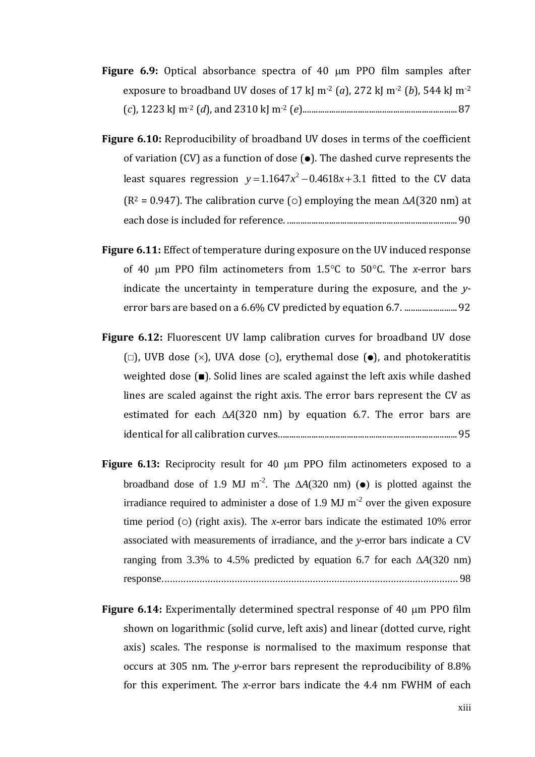**Figure 6.9:** Optical absorbance spectra of 40 μm PPO film samples after exposure to broadband UV doses of 17 kJ m$^{-2}$ (*a*), 272 kJ m$^{-2}$ (*b*), 544 kJ m$^{-2}$ (*c*), 1223 kJ m$^{-2}$ (*d*), and 2310 kJ m$^{-2}$ (*e*)...................................................................... 87

**Figure 6.10:** Reproducibility of broadband UV doses in terms of the coefficient of variation (CV) as a function of dose (●). The dashed curve represents the least squares regression $y = 1.1647x^2 - 0.4618x + 3.1$ fitted to the CV data ($R^2$ = 0.947). The calibration curve (○) employing the mean $\Delta A$(320 nm) at each dose is included for reference. ............................................................................ 90

**Figure 6.11:** Effect of temperature during exposure on the UV induced response of 40 μm PPO film actinometers from 1.5°C to 50°C. The *x*-error bars indicate the uncertainty in temperature during the exposure, and the *y*-error bars are based on a 6.6% CV predicted by equation 6.7. ........................ 92

**Figure 6.12:** Fluorescent UV lamp calibration curves for broadband UV dose (□), UVB dose (×), UVA dose (○), erythemal dose (●), and photokeratitis weighted dose (■). Solid lines are scaled against the left axis while dashed lines are scaled against the right axis. The error bars represent the CV as estimated for each $\Delta A$(320 nm) by equation 6.7. The error bars are identical for all calibration curves................................................................................ 95

**Figure 6.13:** Reciprocity result for 40 μm PPO film actinometers exposed to a broadband dose of 1.9 MJ m$^{-2}$. The $\Delta A$(320 nm) (●) is plotted against the irradiance required to administer a dose of 1.9 MJ m$^{-2}$ over the given exposure time period (○) (right axis). The *x*-error bars indicate the estimated 10% error associated with measurements of irradiance, and the *y*-error bars indicate a CV ranging from 3.3% to 4.5% predicted by equation 6.7 for each $\Delta A$(320 nm) response.............................................................................................................. 98

**Figure 6.14:** Experimentally determined spectral response of 40 μm PPO film shown on logarithmic (solid curve, left axis) and linear (dotted curve, right axis) scales. The response is normalised to the maximum response that occurs at 305 nm. The *y*-error bars represent the reproducibility of 8.8% for this experiment. The *x*-error bars indicate the 4.4 nm FWHM of each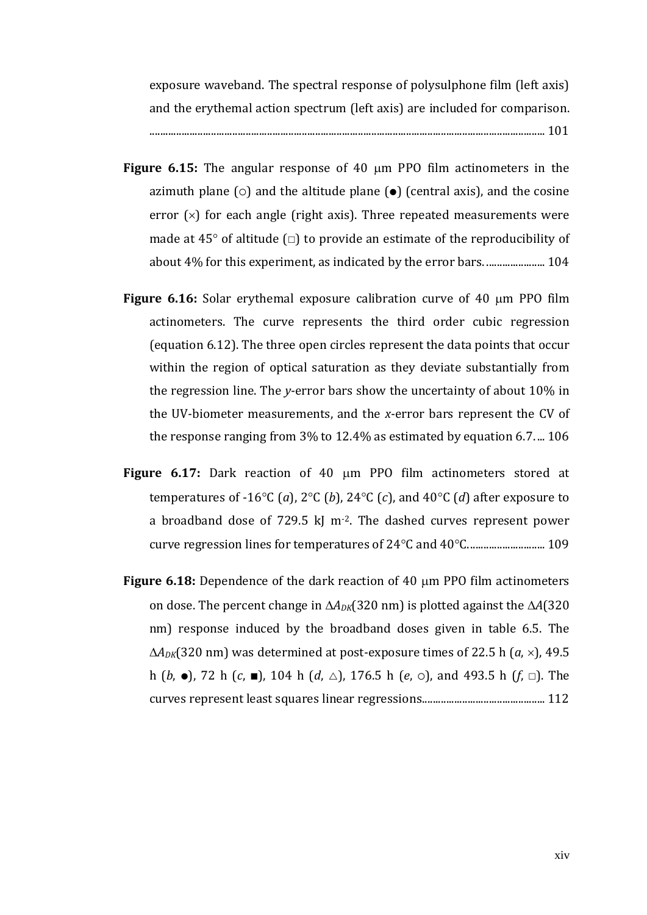exposure waveband. The spectral response of polysulphone film (left axis) and the erythemal action spectrum (left axis) are included for comparison. ........................................................................................................................................................ 101

**Figure 6.15:** The angular response of 40 μm PPO film actinometers in the azimuth plane (○) and the altitude plane (●) (central axis), and the cosine error (×) for each angle (right axis). Three repeated measurements were made at 45° of altitude (□) to provide an estimate of the reproducibility of about 4% for this experiment, as indicated by the error bars. ..................... 104

**Figure 6.16:** Solar erythemal exposure calibration curve of 40 μm PPO film actinometers. The curve represents the third order cubic regression (equation 6.12). The three open circles represent the data points that occur within the region of optical saturation as they deviate substantially from the regression line. The *y*-error bars show the uncertainty of about 10% in the UV-biometer measurements, and the *x*-error bars represent the CV of the response ranging from 3% to 12.4% as estimated by equation 6.7. ... 106

**Figure 6.17:** Dark reaction of 40 μm PPO film actinometers stored at temperatures of -16°C (*a*), 2°C (*b*), 24°C (*c*), and 40°C (*d*) after exposure to a broadband dose of 729.5 kJ $m^{-2}$. The dashed curves represent power curve regression lines for temperatures of 24°C and 40°C. ........................... 109

**Figure 6.18:** Dependence of the dark reaction of 40 μm PPO film actinometers on dose. The percent change in $\Delta A_{DK}$(320 nm) is plotted against the $\Delta A$(320 nm) response induced by the broadband doses given in table 6.5. The $\Delta A_{DK}$(320 nm) was determined at post-exposure times of 22.5 h (*a*, ×), 49.5 h (*b*, ●), 72 h (*c*, ■), 104 h (*d*, △), 176.5 h (*e*, ○), and 493.5 h (*f*, □). The curves represent least squares linear regressions............................................. 112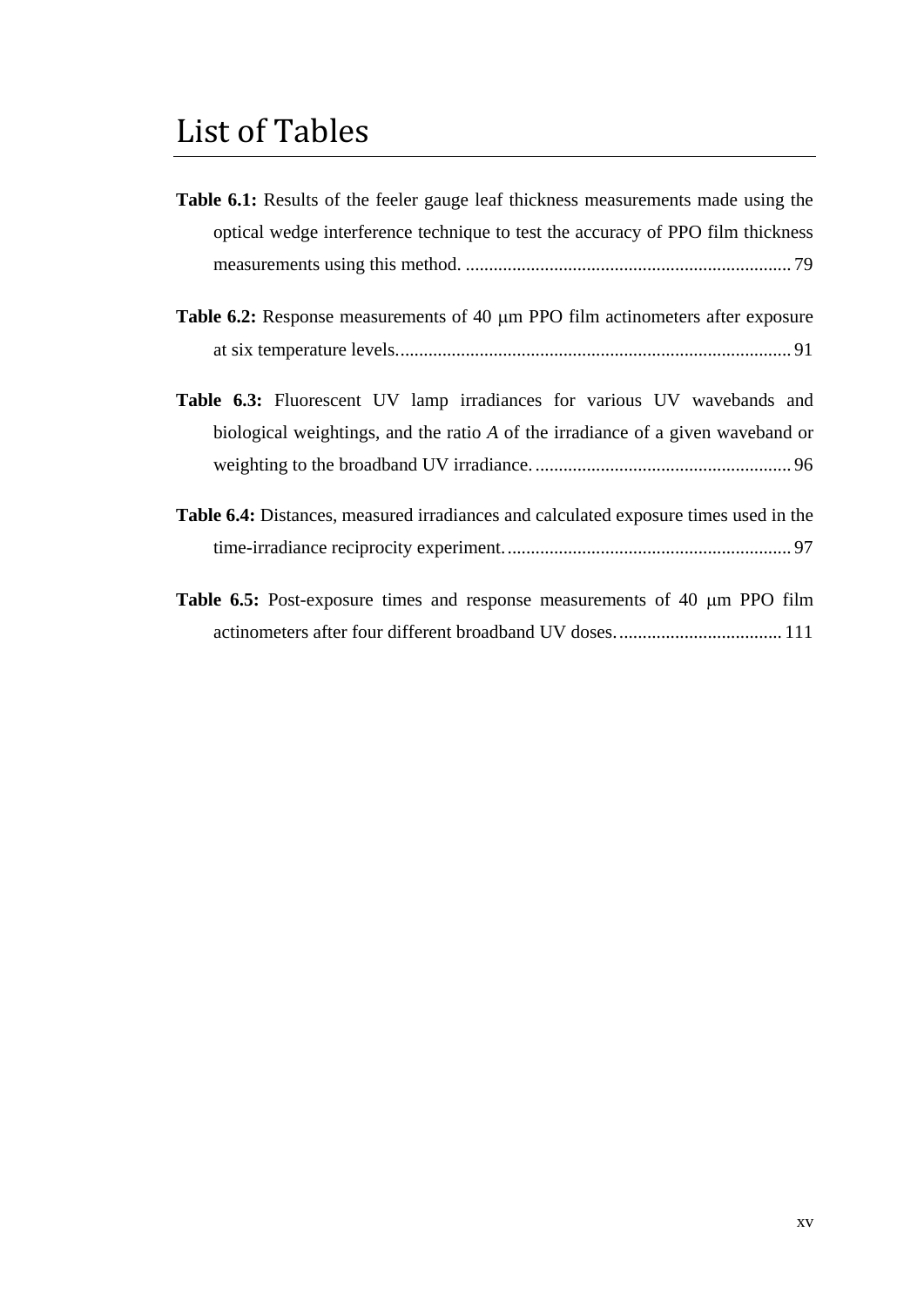# List of Tables

**Table 6.1:** Results of the feeler gauge leaf thickness measurements made using the optical wedge interference technique to test the accuracy of PPO film thickness measurements using this method. ...................................................................... 79

**Table 6.2:** Response measurements of 40 μm PPO film actinometers after exposure at six temperature levels.................................................................................... 91

**Table 6.3:** Fluorescent UV lamp irradiances for various UV wavebands and biological weightings, and the ratio *A* of the irradiance of a given waveband or weighting to the broadband UV irradiance........................................................ 96

**Table 6.4:** Distances, measured irradiances and calculated exposure times used in the time-irradiance reciprocity experiment............................................................. 97

**Table 6.5:** Post-exposure times and response measurements of 40 μm PPO film actinometers after four different broadband UV doses................................... 111